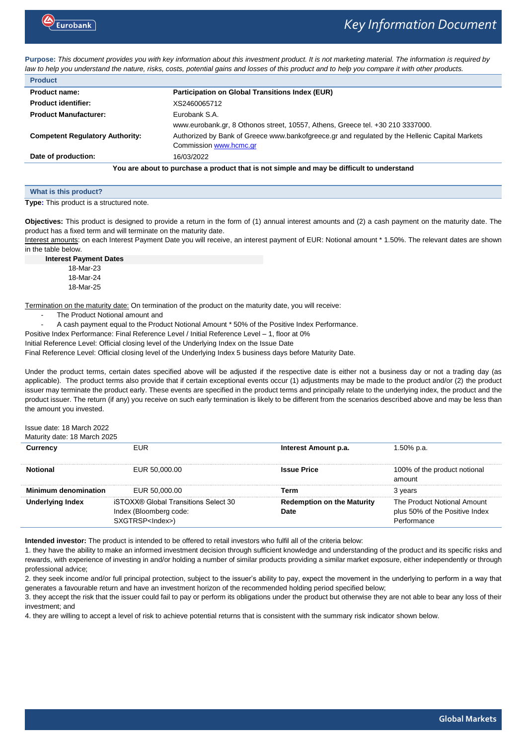# Key Information Document

**Purpose:** *This document provides you with key information about this investment product. It is not marketing material. The information is required by law to help you understand the nature, risks, costs, potential gains and losses of this product and to help you compare it with other products.*

## Product

| | |
|---|---|
| **Product name:** | **Participation on Global Transitions Index (EUR)** |
| **Product identifier:** | XS2460065712 |
| **Product Manufacturer:** | Eurobank S.A. www.eurobank.gr, 8 Othonos street, 10557, Athens, Greece tel. +30 210 3337000. |
| **Competent Regulatory Authority:** | Authorized by Bank of Greece www.bankofgreece.gr and regulated by the Hellenic Capital Markets Commission www.hcmc.gr |
| **Date of production:** | 16/03/2022 |

**You are about to purchase a product that is not simple and may be difficult to understand**

## What is this product?

**Type:** This product is a structured note.

**Objectives:** This product is designed to provide a return in the form of (1) annual interest amounts and (2) a cash payment on the maturity date. The product has a fixed term and will terminate on the maturity date.

Interest amounts: on each Interest Payment Date you will receive, an interest payment of EUR: Notional amount * 1.50%. The relevant dates are shown in the table below.

| Interest Payment Dates |
|---|
| 18-Mar-23 |
| 18-Mar-24 |
| 18-Mar-25 |

Termination on the maturity date: On termination of the product on the maturity date, you will receive:

- The Product Notional amount and
- A cash payment equal to the Product Notional Amount * 50% of the Positive Index Performance.

Positive Index Performance: Final Reference Level / Initial Reference Level – 1, floor at 0%

Initial Reference Level: Official closing level of the Underlying Index on the Issue Date

Final Reference Level: Official closing level of the Underlying Index 5 business days before Maturity Date.

Under the product terms, certain dates specified above will be adjusted if the respective date is either not a business day or not a trading day (as applicable). The product terms also provide that if certain exceptional events occur (1) adjustments may be made to the product and/or (2) the product issuer may terminate the product early. These events are specified in the product terms and principally relate to the underlying index, the product and the product issuer. The return (if any) you receive on such early termination is likely to be different from the scenarios described above and may be less than the amount you invested.

Issue date: 18 March 2022

Maturity date: 18 March 2025

| | | | |
|---|---|---|---|
| **Currency** | EUR | **Interest Amount p.a.** | 1.50% p.a. |
| **Notional** | EUR 50,000.00 | **Issue Price** | 100% of the product notional amount |
| **Minimum denomination** | EUR 50,000.00 | **Term** | 3 years |
| **Underlying Index** | iSTOXX® Global Transitions Select 30 Index (Bloomberg code: SXGTRSP<Index>) | **Redemption on the Maturity Date** | The Product Notional Amount plus 50% of the Positive Index Performance |

**Intended investor:** The product is intended to be offered to retail investors who fulfil all of the criteria below:

1. they have the ability to make an informed investment decision through sufficient knowledge and understanding of the product and its specific risks and rewards, with experience of investing in and/or holding a number of similar products providing a similar market exposure, either independently or through professional advice;
2. they seek income and/or full principal protection, subject to the issuer's ability to pay, expect the movement in the underlying to perform in a way that generates a favourable return and have an investment horizon of the recommended holding period specified below;
3. they accept the risk that the issuer could fail to pay or perform its obligations under the product but otherwise they are not able to bear any loss of their investment; and
4. they are willing to accept a level of risk to achieve potential returns that is consistent with the summary risk indicator shown below.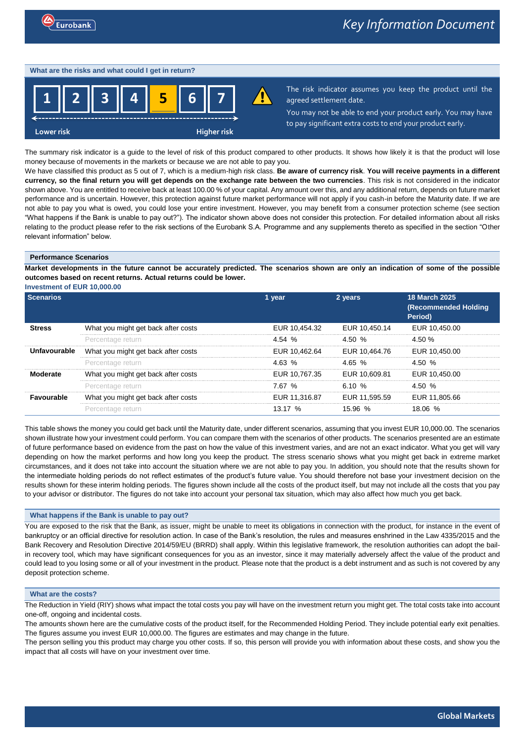## What are the risks and what could I get in return?

| 1 | 2 | 3 | 4 | **5** | 6 | 7 |
|---|---|---|---|---|---|---|

Lower risk ← → Higher risk

The risk indicator assumes you keep the product until the agreed settlement date.

You may not be able to end your product early. You may have to pay significant extra costs to end your product early.

The summary risk indicator is a guide to the level of risk of this product compared to other products. It shows how likely it is that the product will lose money because of movements in the markets or because we are not able to pay you.

We have classified this product as 5 out of 7, which is a medium-high risk class. **Be aware of currency risk**. **You will receive payments in a different currency, so the final return you will get depends on the exchange rate between the two currencies**. This risk is not considered in the indicator shown above. You are entitled to receive back at least 100.00 % of your capital. Any amount over this, and any additional return, depends on future market performance and is uncertain. However, this protection against future market performance will not apply if you cash-in before the Maturity date. If we are not able to pay you what is owed, you could lose your entire investment. However, you may benefit from a consumer protection scheme (see section "What happens if the Bank is unable to pay out?"). The indicator shown above does not consider this protection. For detailed information about all risks relating to the product please refer to the risk sections of the Eurobank S.A. Programme and any supplements thereto as specified in the section "Other relevant information" below.

### Performance Scenarios

**Market developments in the future cannot be accurately predicted. The scenarios shown are only an indication of some of the possible outcomes based on recent returns. Actual returns could be lower.**

**Investment of EUR 10,000.00**

| Scenarios | | 1 year | 2 years | 18 March 2025 (Recommended Holding Period) |
|---|---|---|---|---|
| **Stress** | What you might get back after costs | EUR 10,454.32 | EUR 10,450.14 | EUR 10,450.00 |
| | Percentage return | 4.54 % | 4.50 % | 4.50 % |
| **Unfavourable** | What you might get back after costs | EUR 10,462.64 | EUR 10,464.76 | EUR 10,450.00 |
| | Percentage return | 4.63 % | 4.65 % | 4.50 % |
| **Moderate** | What you might get back after costs | EUR 10,767.35 | EUR 10,609.81 | EUR 10,450.00 |
| | Percentage return | 7.67 % | 6.10 % | 4.50 % |
| **Favourable** | What you might get back after costs | EUR 11,316.87 | EUR 11,595.59 | EUR 11,805.66 |
| | Percentage return | 13.17 % | 15.96 % | 18.06 % |

This table shows the money you could get back until the Maturity date, under different scenarios, assuming that you invest EUR 10,000.00. The scenarios shown illustrate how your investment could perform. You can compare them with the scenarios of other products. The scenarios presented are an estimate of future performance based on evidence from the past on how the value of this investment varies, and are not an exact indicator. What you get will vary depending on how the market performs and how long you keep the product. The stress scenario shows what you might get back in extreme market circumstances, and it does not take into account the situation where we are not able to pay you. In addition, you should note that the results shown for the intermediate holding periods do not reflect estimates of the product's future value. You should therefore not base your investment decision on the results shown for these interim holding periods. The figures shown include all the costs of the product itself, but may not include all the costs that you pay to your advisor or distributor. The figures do not take into account your personal tax situation, which may also affect how much you get back.

## What happens if the Bank is unable to pay out?

You are exposed to the risk that the Bank, as issuer, might be unable to meet its obligations in connection with the product, for instance in the event of bankruptcy or an official directive for resolution action. In case of the Bank's resolution, the rules and measures enshrined in the Law 4335/2015 and the Bank Recovery and Resolution Directive 2014/59/EU (BRRD) shall apply. Within this legislative framework, the resolution authorities can adopt the bail-in recovery tool, which may have significant consequences for you as an investor, since it may materially adversely affect the value of the product and could lead to you losing some or all of your investment in the product. Please note that the product is a debt instrument and as such is not covered by any deposit protection scheme.

## What are the costs?

The Reduction in Yield (RIY) shows what impact the total costs you pay will have on the investment return you might get. The total costs take into account one-off, ongoing and incidental costs.

The amounts shown here are the cumulative costs of the product itself, for the Recommended Holding Period. They include potential early exit penalties. The figures assume you invest EUR 10,000.00. The figures are estimates and may change in the future.

The person selling you this product may charge you other costs. If so, this person will provide you with information about these costs, and show you the impact that all costs will have on your investment over time.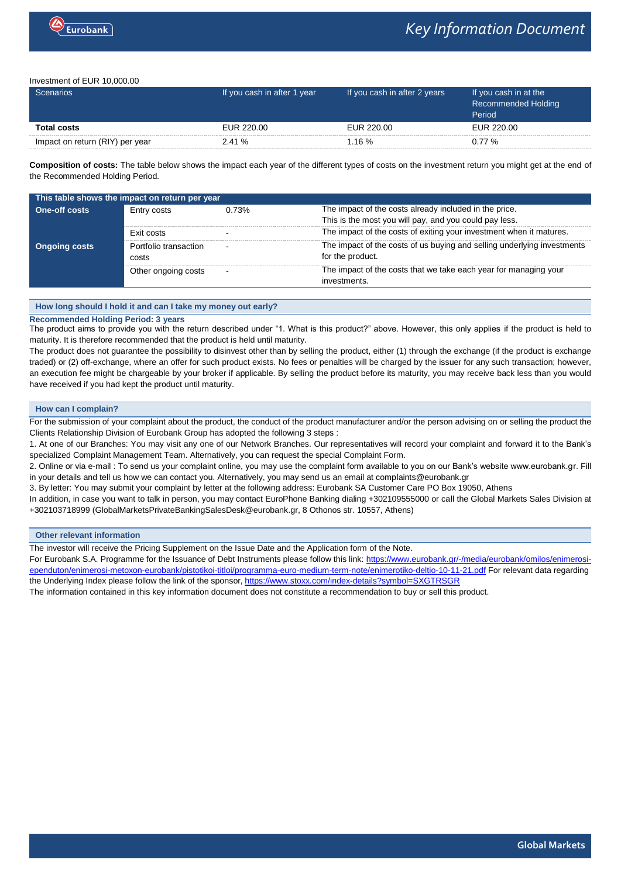Investment of EUR 10,000.00

| Scenarios | If you cash in after 1 year | If you cash in after 2 years | If you cash in at the Recommended Holding Period |
|---|---|---|---|
| **Total costs** | EUR 220.00 | EUR 220.00 | EUR 220.00 |
| Impact on return (RIY) per year | 2.41 % | 1.16 % | 0.77 % |

**Composition of costs:** The table below shows the impact each year of the different types of costs on the investment return you might get at the end of the Recommended Holding Period.

| This table shows the impact on return per year | | | |
|---|---|---|---|
| **One-off costs** | Entry costs | 0.73% | The impact of the costs already included in the price. This is the most you will pay, and you could pay less. |
| | Exit costs | - | The impact of the costs of exiting your investment when it matures. |
| **Ongoing costs** | Portfolio transaction costs | - | The impact of the costs of us buying and selling underlying investments for the product. |
| | Other ongoing costs | - | The impact of the costs that we take each year for managing your investments. |

## How long should I hold it and can I take my money out early?

**Recommended Holding Period: 3 years**

The product aims to provide you with the return described under "1. What is this product?" above. However, this only applies if the product is held to maturity. It is therefore recommended that the product is held until maturity.

The product does not guarantee the possibility to disinvest other than by selling the product, either (1) through the exchange (if the product is exchange traded) or (2) off-exchange, where an offer for such product exists. No fees or penalties will be charged by the issuer for any such transaction; however, an execution fee might be chargeable by your broker if applicable. By selling the product before its maturity, you may receive back less than you would have received if you had kept the product until maturity.

## How can I complain?

For the submission of your complaint about the product, the conduct of the product manufacturer and/or the person advising on or selling the product the Clients Relationship Division of Eurobank Group has adopted the following 3 steps :

1. At one of our Branches: You may visit any one of our Network Branches. Our representatives will record your complaint and forward it to the Bank's specialized Complaint Management Team. Alternatively, you can request the special Complaint Form.
2. Online or via e-mail : To send us your complaint online, you may use the complaint form available to you on our Bank's website www.eurobank.gr. Fill in your details and tell us how we can contact you. Alternatively, you may send us an email at complaints@eurobank.gr
3. By letter: You may submit your complaint by letter at the following address: Eurobank SA Customer Care PO Box 19050, Athens

In addition, in case you want to talk in person, you may contact EuroPhone Banking dialing +302109555000 or call the Global Markets Sales Division at +302103718999 (GlobalMarketsPrivateBankingSalesDesk@eurobank.gr, 8 Othonos str. 10557, Athens)

## Other relevant information

The investor will receive the Pricing Supplement on the Issue Date and the Application form of the Note.

For Eurobank S.A. Programme for the Issuance of Debt Instruments please follow this link: https://www.eurobank.gr/-/media/eurobank/omilos/enimerosi-ependuton/enimerosi-metoxon-eurobank/pistotikoi-titloi/programma-euro-medium-term-note/enimerotiko-deltio-10-11-21.pdf For relevant data regarding the Underlying Index please follow the link of the sponsor, https://www.stoxx.com/index-details?symbol=SXGTRSGR

The information contained in this key information document does not constitute a recommendation to buy or sell this product.